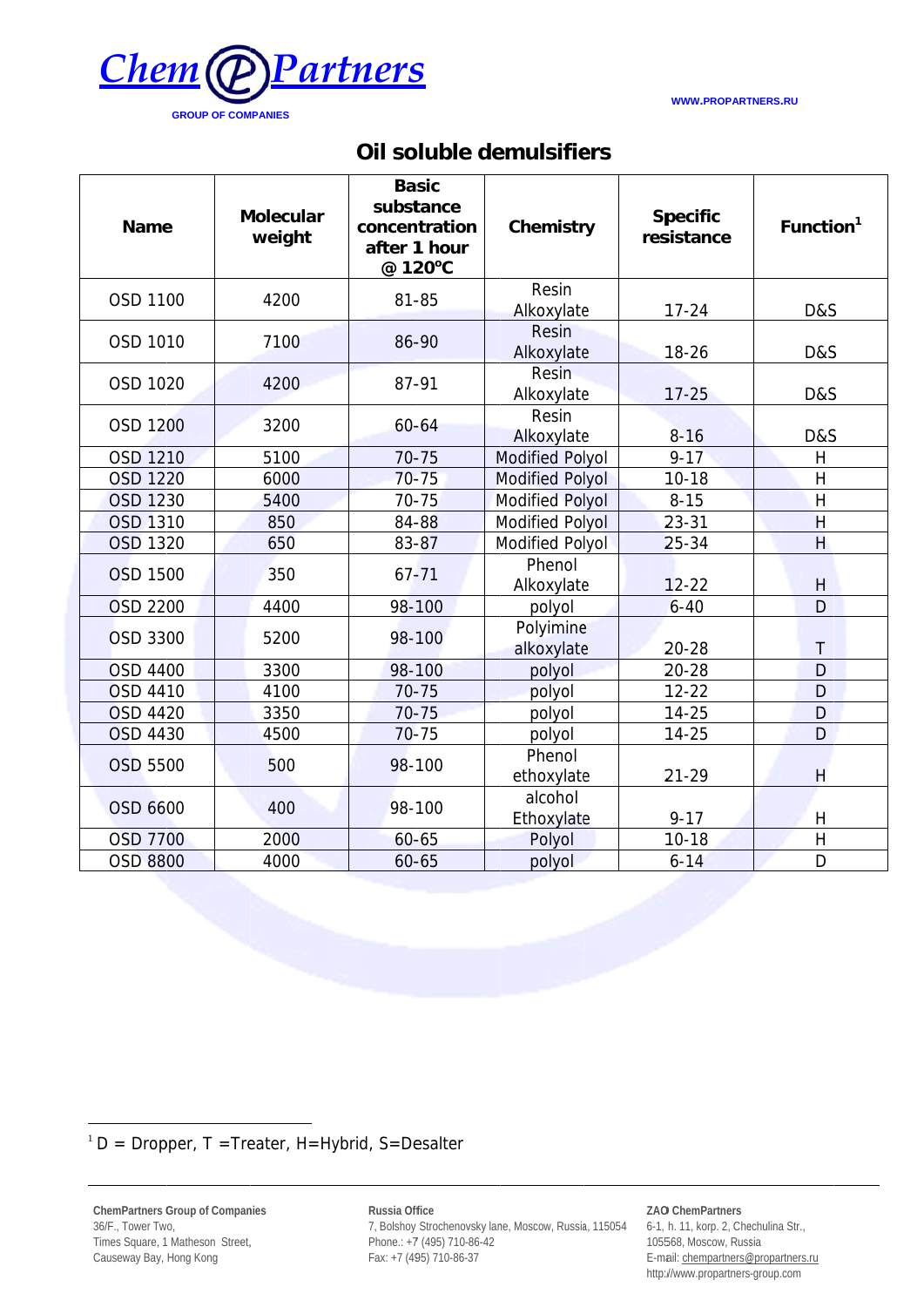Chem Partners
GROUP OF COMPANIES

WWW.PROPARTNERS.RU

# Oil soluble demulsifiers

| Name | Molecular weight | Basic substance concentration after 1 hour @ 120°C | Chemistry | Specific resistance | Function[1] |
|---|---|---|---|---|---|
| OSD 1100 | 4200 | 81-85 | Resin Alkoxylate | 17-24 | D&S |
| OSD 1010 | 7100 | 86-90 | Resin Alkoxylate | 18-26 | D&S |
| OSD 1020 | 4200 | 87-91 | Resin Alkoxylate | 17-25 | D&S |
| OSD 1200 | 3200 | 60-64 | Resin Alkoxylate | 8-16 | D&S |
| OSD 1210 | 5100 | 70-75 | Modified Polyol | 9-17 | H |
| OSD 1220 | 6000 | 70-75 | Modified Polyol | 10-18 | H |
| OSD 1230 | 5400 | 70-75 | Modified Polyol | 8-15 | H |
| OSD 1310 | 850 | 84-88 | Modified Polyol | 23-31 | H |
| OSD 1320 | 650 | 83-87 | Modified Polyol | 25-34 | H |
| OSD 1500 | 350 | 67-71 | Phenol Alkoxylate | 12-22 | H |
| OSD 2200 | 4400 | 98-100 | polyol | 6-40 | D |
| OSD 3300 | 5200 | 98-100 | Polyimine alkoxylate | 20-28 | T |
| OSD 4400 | 3300 | 98-100 | polyol | 20-28 | D |
| OSD 4410 | 4100 | 70-75 | polyol | 12-22 | D |
| OSD 4420 | 3350 | 70-75 | polyol | 14-25 | D |
| OSD 4430 | 4500 | 70-75 | polyol | 14-25 | D |
| OSD 5500 | 500 | 98-100 | Phenol ethoxylate | 21-29 | H |
| OSD 6600 | 400 | 98-100 | alcohol Ethoxylate | 9-17 | H |
| OSD 7700 | 2000 | 60-65 | Polyol | 10-18 | H |
| OSD 8800 | 4000 | 60-65 | polyol | 6-14 | D |

[1] D = Dropper, T =Treater, H=Hybrid, S=Desalter

**ChemPartners Group of Companies**
36/F., Tower Two,
Times Square, 1 Matheson Street,
Causeway Bay, Hong Kong

**Russia Office**
7, Bolshoy Strochenovsky lane, Moscow, Russia, 115054
Phone.: +7 (495) 710-86-42
Fax: +7 (495) 710-86-37

**ZAO ChemPartners**
6-1, h. 11, korp. 2, Chechulina Str.,
105568, Moscow, Russia
E-mail: chempartners@propartners.ru
http://www.propartners-group.com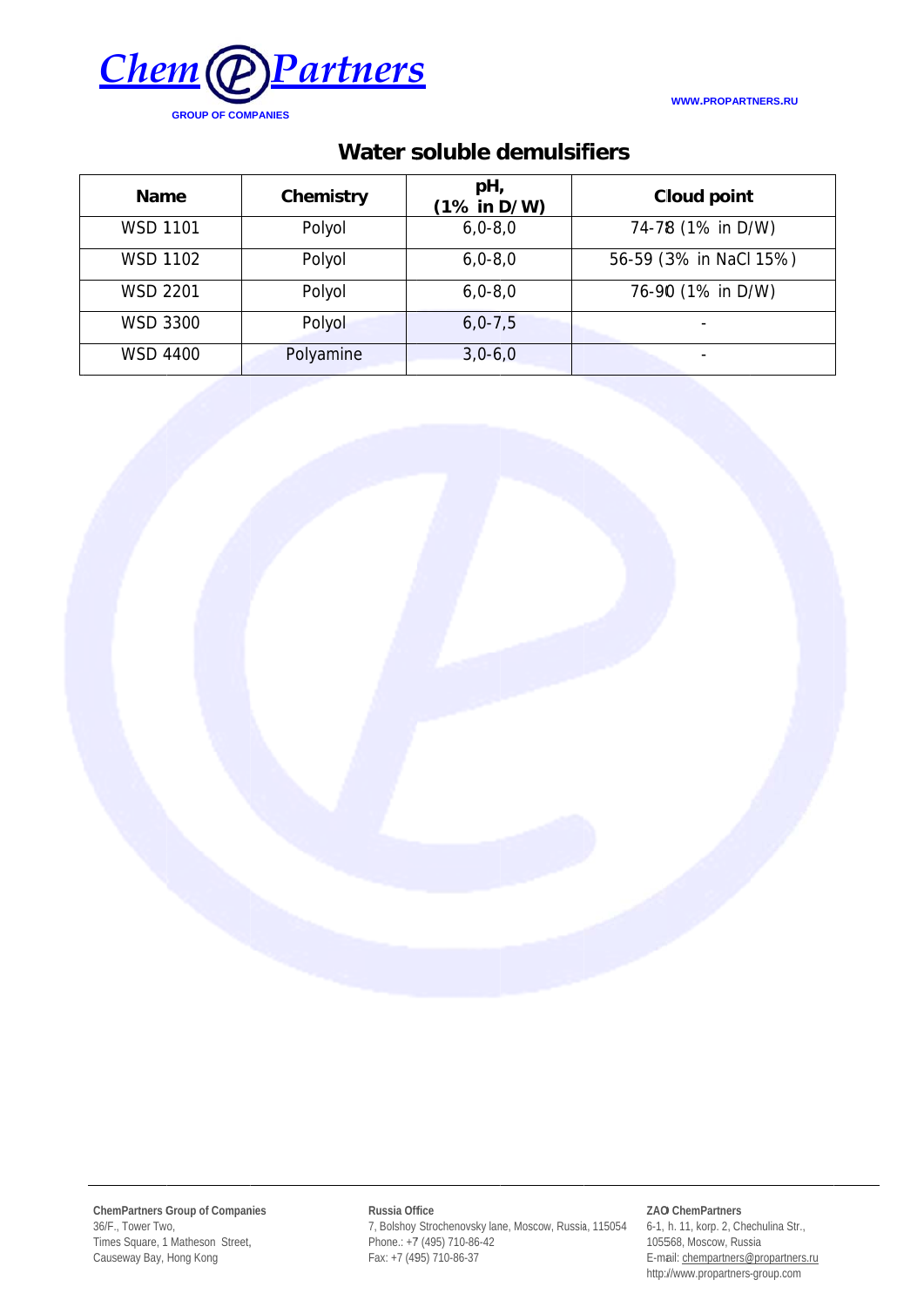# Water soluble demulsifiers

| Name | Chemistry | pH, (1% in D/W) | Cloud point |
|---|---|---|---|
| WSD 1101 | Polyol | 6,0-8,0 | 74-78 (1% in D/W) |
| WSD 1102 | Polyol | 6,0-8,0 | 56-59 (3% in NaCl 15%) |
| WSD 2201 | Polyol | 6,0-8,0 | 76-90 (1% in D/W) |
| WSD 3300 | Polyol | 6,0-7,5 | - |
| WSD 4400 | Polyamine | 3,0-6,0 | - |

**ChemPartners Group of Companies**
36/F., Tower Two,
Times Square, 1 Matheson Street,
Causeway Bay, Hong Kong

**Russia Office**
7, Bolshoy Strochenovsky lane, Moscow, Russia, 115054
Phone.: +7 (495) 710-86-42
Fax: +7 (495) 710-86-37

**ZAO ChemPartners**
6-1, h. 11, korp. 2, Chechulina Str.,
105568, Moscow, Russia
E-mail: chempartners@propartners.ru
http://www.propartners-group.com